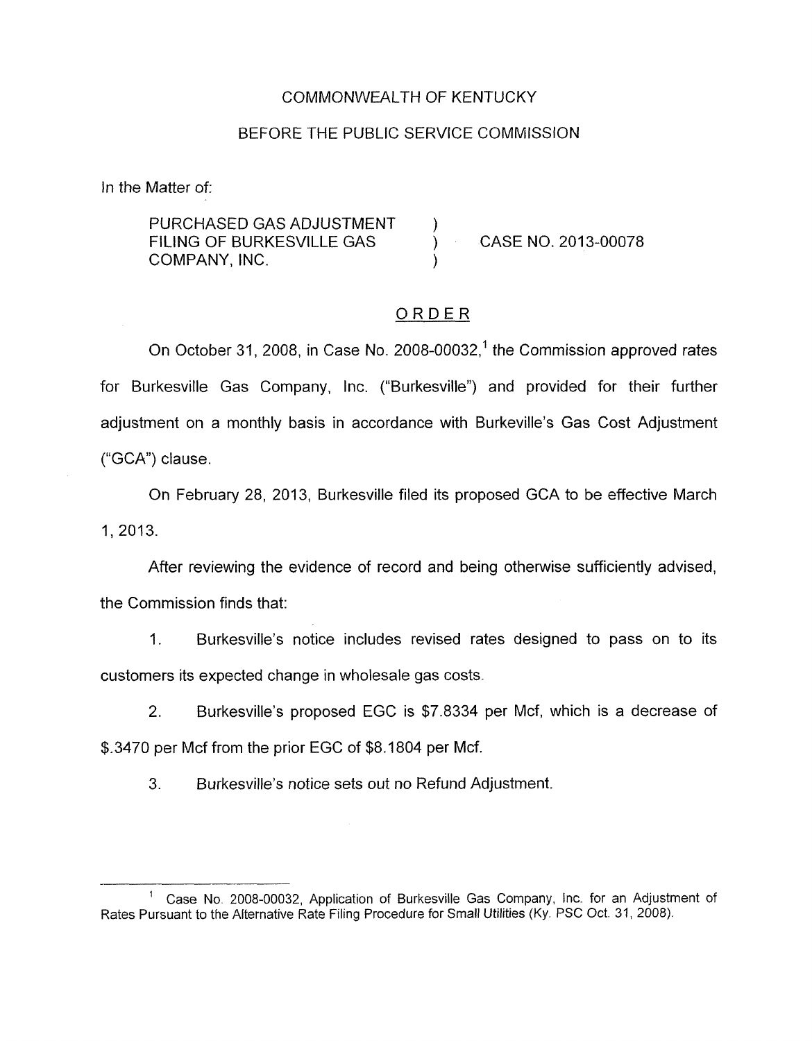COMMONWEALTH OF KENTUCKY

BEFORE THE PUBLIC SERVICE COMMISSION

In the Matter of:

| | | |
|---|---|---|
| PURCHASED GAS ADJUSTMENT FILING OF BURKESVILLE GAS COMPANY, INC. | ) ) ) | CASE NO. 2013-00078 |

ORDER

On October 31, 2008, in Case No. 2008-00032,[1] the Commission approved rates for Burkesville Gas Company, Inc. ("Burkesville") and provided for their further adjustment on a monthly basis in accordance with Burkeville's Gas Cost Adjustment ("GCA") clause.

On February 28, 2013, Burkesville filed its proposed GCA to be effective March 1, 2013.

After reviewing the evidence of record and being otherwise sufficiently advised, the Commission finds that:

1. Burkesville's notice includes revised rates designed to pass on to its customers its expected change in wholesale gas costs.

2. Burkesville's proposed EGC is $7.8334 per Mcf, which is a decrease of $.3470 per Mcf from the prior EGC of $8.1804 per Mcf.

3. Burkesville's notice sets out no Refund Adjustment.

---

[1] Case No. 2008-00032, Application of Burkesville Gas Company, Inc. for an Adjustment of Rates Pursuant to the Alternative Rate Filing Procedure for Small Utilities (Ky. PSC Oct. 31, 2008).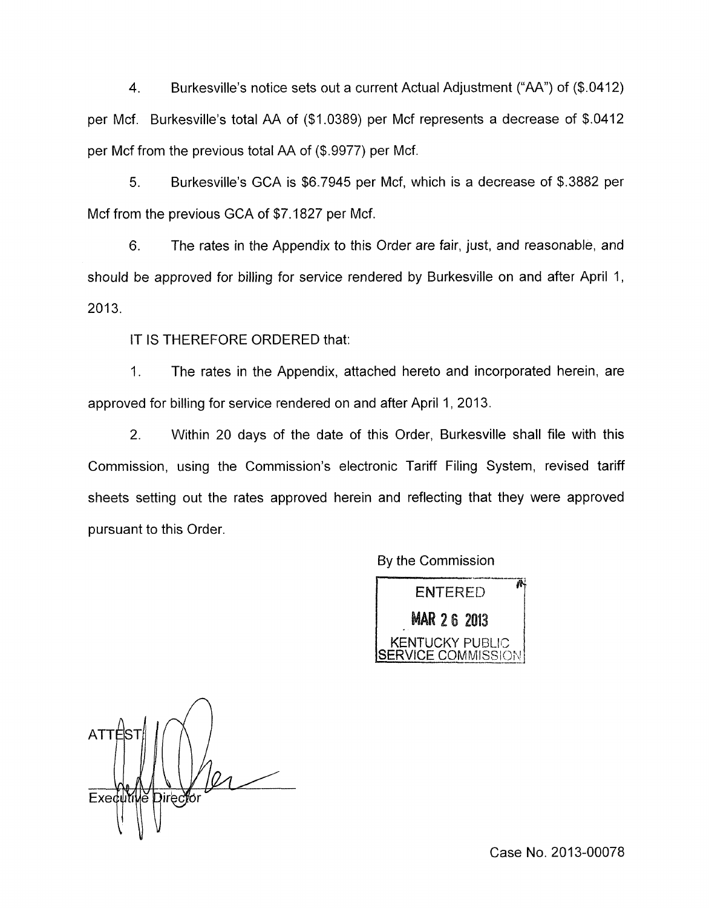4. Burkesville's notice sets out a current Actual Adjustment ("AA") of ($.0412) per Mcf. Burkesville's total AA of ($1.0389) per Mcf represents a decrease of $.0412 per Mcf from the previous total AA of ($.9977) per Mcf.

5. Burkesville's GCA is $6.7945 per Mcf, which is a decrease of $.3882 per Mcf from the previous GCA of $7.1827 per Mcf.

6. The rates in the Appendix to this Order are fair, just, and reasonable, and should be approved for billing for service rendered by Burkesville on and after April 1, 2013.

IT IS THEREFORE ORDERED that:

1. The rates in the Appendix, attached hereto and incorporated herein, are approved for billing for service rendered on and after April 1, 2013.

2. Within 20 days of the date of this Order, Burkesville shall file with this Commission, using the Commission's electronic Tariff Filing System, revised tariff sheets setting out the rates approved herein and reflecting that they were approved pursuant to this Order.

By the Commission

ENTERED
MAR 26 2013
KENTUCKY PUBLIC SERVICE COMMISSION

ATTEST:

Executive Director

Case No. 2013-00078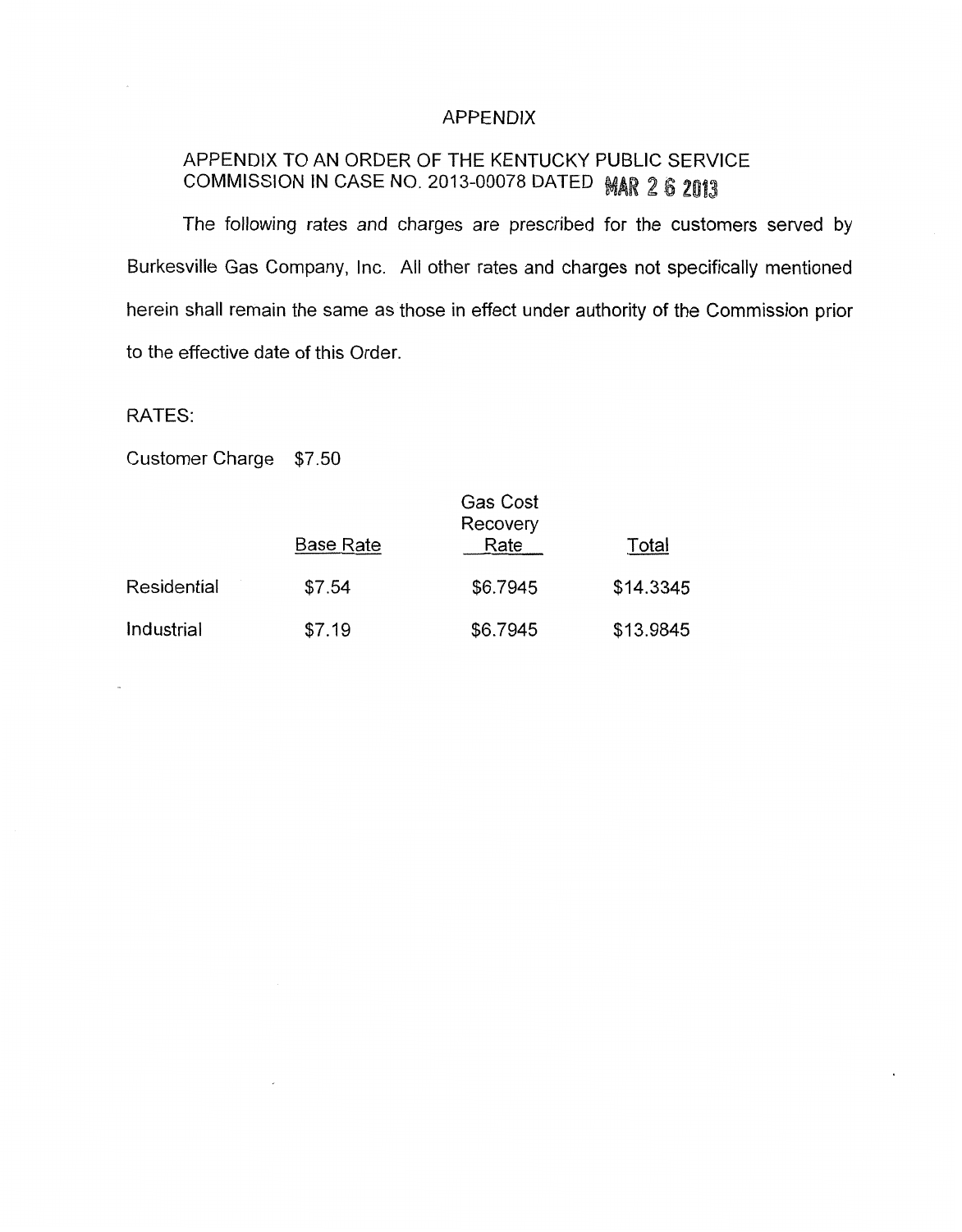# APPENDIX

## APPENDIX TO AN ORDER OF THE KENTUCKY PUBLIC SERVICE COMMISSION IN CASE NO. 2013-00078 DATED MAR 26 2013

The following rates and charges are prescribed for the customers served by Burkesville Gas Company, Inc. All other rates and charges not specifically mentioned herein shall remain the same as those in effect under authority of the Commission prior to the effective date of this Order.

RATES:

Customer Charge $7.50

| | Base Rate | Gas Cost Recovery Rate | Total |
|---|---|---|---|
| Residential | $7.54 | $6.7945 | $14.3345 |
| Industrial | $7.19 | $6.7945 | $13.9845 |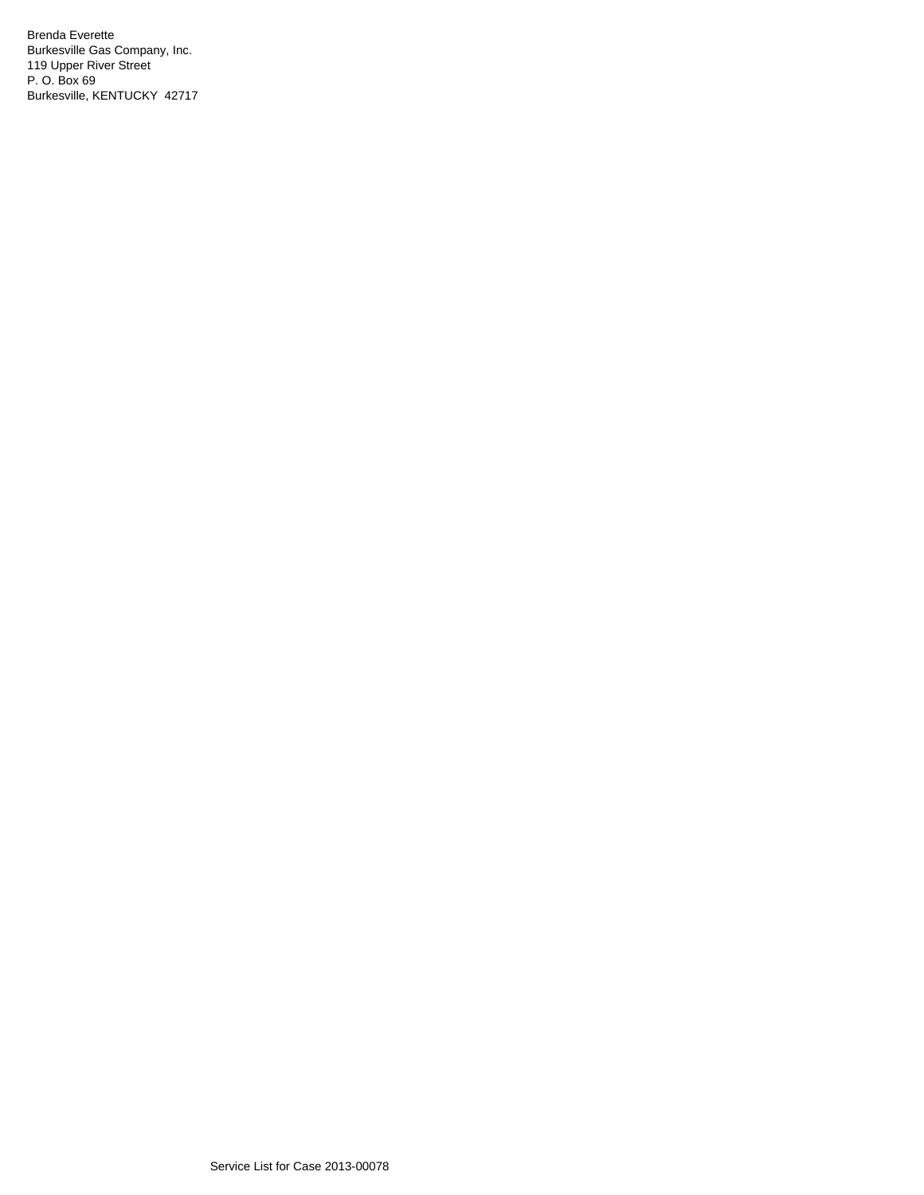Brenda Everette
Burkesville Gas Company, Inc.
119 Upper River Street
P. O. Box 69
Burkesville, KENTUCKY 42717

Service List for Case 2013-00078